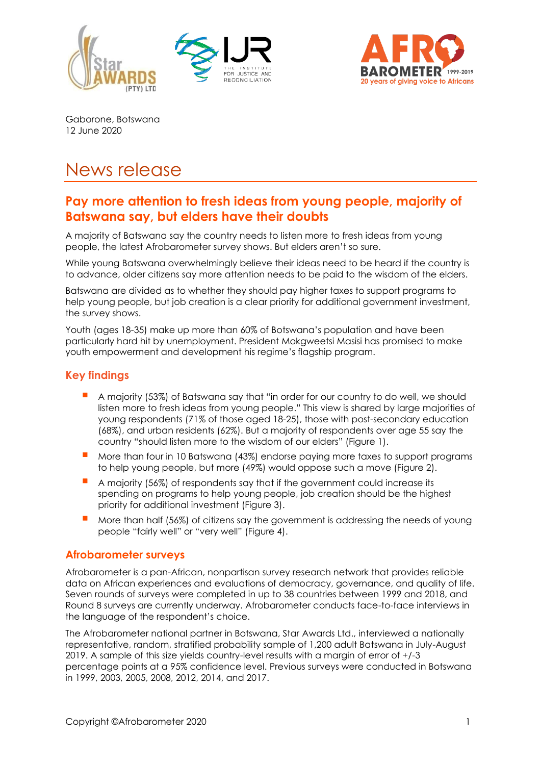Gaborone, Botswana
12 June 2020

# News release

## Pay more attention to fresh ideas from young people, majority of Batswana say, but elders have their doubts

A majority of Batswana say the country needs to listen more to fresh ideas from young people, the latest Afrobarometer survey shows. But elders aren't so sure.

While young Batswana overwhelmingly believe their ideas need to be heard if the country is to advance, older citizens say more attention needs to be paid to the wisdom of the elders.

Batswana are divided as to whether they should pay higher taxes to support programs to help young people, but job creation is a clear priority for additional government investment, the survey shows.

Youth (ages 18-35) make up more than 60% of Botswana's population and have been particularly hard hit by unemployment. President Mokgweetsi Masisi has promised to make youth empowerment and development his regime's flagship program.

### Key findings

- A majority (53%) of Batswana say that "in order for our country to do well, we should listen more to fresh ideas from young people." This view is shared by large majorities of young respondents (71% of those aged 18-25), those with post-secondary education (68%), and urban residents (62%). But a majority of respondents over age 55 say the country "should listen more to the wisdom of our elders" (Figure 1).
- More than four in 10 Batswana (43%) endorse paying more taxes to support programs to help young people, but more (49%) would oppose such a move (Figure 2).
- A majority (56%) of respondents say that if the government could increase its spending on programs to help young people, job creation should be the highest priority for additional investment (Figure 3).
- More than half (56%) of citizens say the government is addressing the needs of young people "fairly well" or "very well" (Figure 4).

### Afrobarometer surveys

Afrobarometer is a pan-African, nonpartisan survey research network that provides reliable data on African experiences and evaluations of democracy, governance, and quality of life. Seven rounds of surveys were completed in up to 38 countries between 1999 and 2018, and Round 8 surveys are currently underway. Afrobarometer conducts face-to-face interviews in the language of the respondent's choice.

The Afrobarometer national partner in Botswana, Star Awards Ltd., interviewed a nationally representative, random, stratified probability sample of 1,200 adult Batswana in July-August 2019. A sample of this size yields country-level results with a margin of error of +/-3 percentage points at a 95% confidence level. Previous surveys were conducted in Botswana in 1999, 2003, 2005, 2008, 2012, 2014, and 2017.

Copyright ©Afrobarometer 2020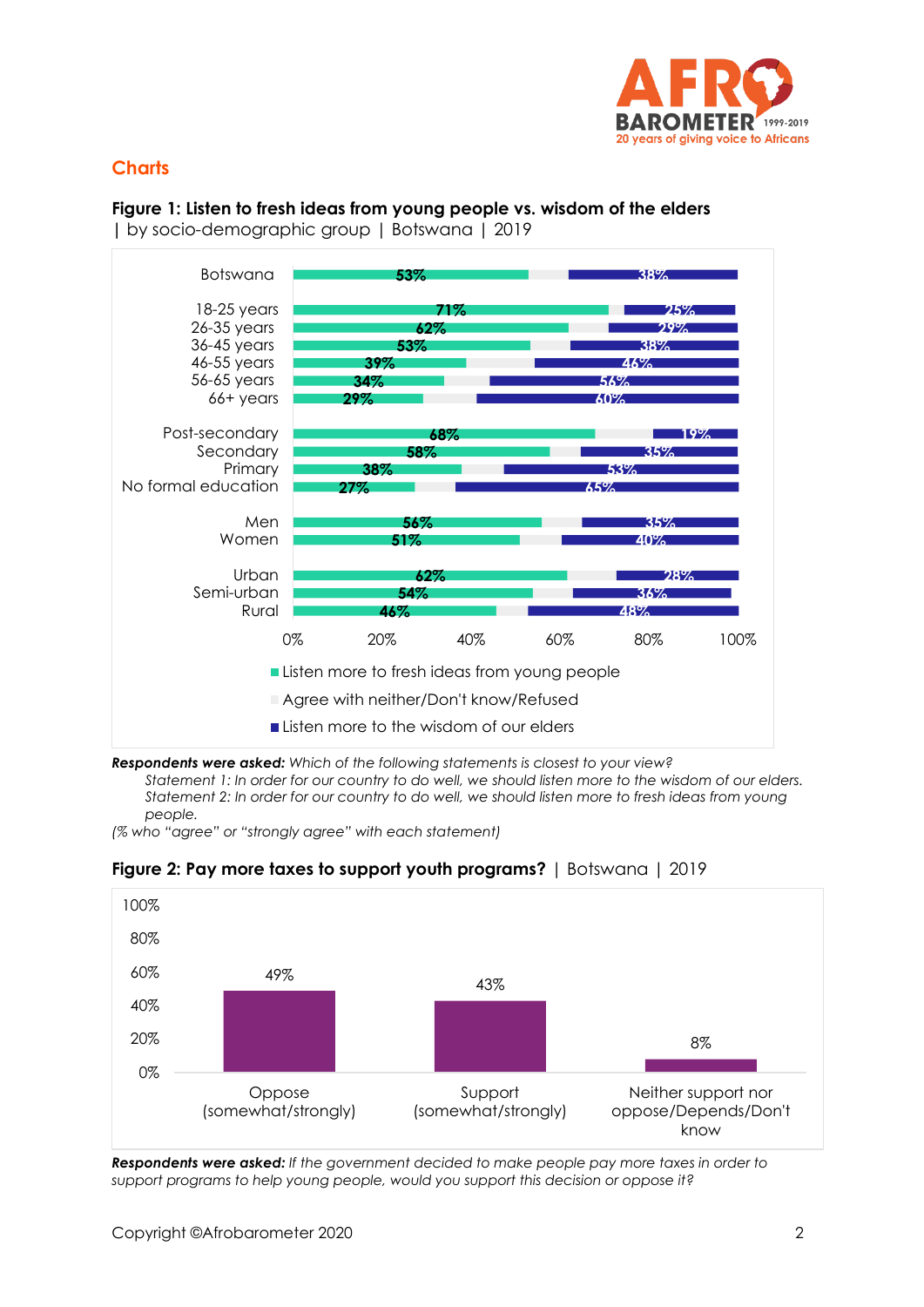## Charts

### Figure 1: Listen to fresh ideas from young people vs. wisdom of the elders

| by socio-demographic group | Botswana | 2019

| | Listen more to fresh ideas from young people | Agree with neither/Don't know/Refused | Listen more to the wisdom of our elders |
|---|---|---|---|
| Botswana | 53% | | 38% |
| 18-25 years | 71% | | 25% |
| 26-35 years | 62% | | 29% |
| 36-45 years | 53% | | 38% |
| 46-55 years | 39% | | 46% |
| 56-65 years | 34% | | 56% |
| 66+ years | 29% | | 60% |
| Post-secondary | 68% | | 19% |
| Secondary | 58% | | 35% |
| Primary | 38% | | 53% |
| No formal education | 27% | | 65% |
| Men | 56% | | 35% |
| Women | 51% | | 40% |
| Urban | 62% | | 28% |
| Semi-urban | 54% | | 36% |
| Rural | 46% | | 48% |

***Respondents were asked:*** *Which of the following statements is closest to your view?*

*Statement 1: In order for our country to do well, we should listen more to the wisdom of our elders.*

*Statement 2: In order for our country to do well, we should listen more to fresh ideas from young people.*

*(% who "agree" or "strongly agree" with each statement)*

### Figure 2: Pay more taxes to support youth programs? | Botswana | 2019

| Response | % |
|---|---|
| Oppose (somewhat/strongly) | 49% |
| Support (somewhat/strongly) | 43% |
| Neither support nor oppose/Depends/Don't know | 8% |

***Respondents were asked:*** *If the government decided to make people pay more taxes in order to support programs to help young people, would you support this decision or oppose it?*

Copyright ©Afrobarometer 2020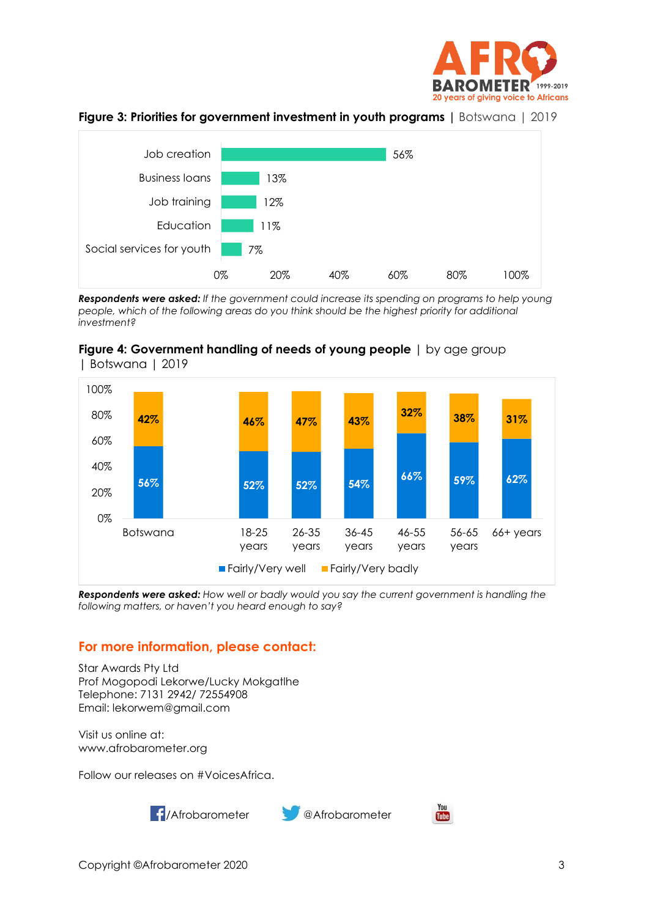**Figure 3: Priorities for government investment in youth programs** | Botswana | 2019

Job creation 56%
Business loans 13%
Job training 12%
Education 11%
Social services for youth 7%

0% 20% 40% 60% 80% 100%

***Respondents were asked:*** *If the government could increase its spending on programs to help young people, which of the following areas do you think should be the highest priority for additional investment?*

**Figure 4: Government handling of needs of young people** | by age group | Botswana | 2019

100% 80% 60% 40% 20% 0%

Botswana: 56% 42%
18-25 years: 52% 46%
26-35 years: 52% 47%
36-45 years: 54% 43%
46-55 years: 66% 32%
56-65 years: 59% 38%
66+ years: 62% 31%

Fairly/Very well
Fairly/Very badly

***Respondents were asked:*** *How well or badly would you say the current government is handling the following matters, or haven't you heard enough to say?*

## For more information, please contact:

Star Awards Pty Ltd
Prof Mogopodi Lekorwe/Lucky Mokgatlhe
Telephone: 7131 2942/ 72554908
Email: lekorwem@gmail.com

Visit us online at:
www.afrobarometer.org

Follow our releases on #VoicesAfrica.

/Afrobarometer @Afrobarometer

Copyright ©Afrobarometer 2020